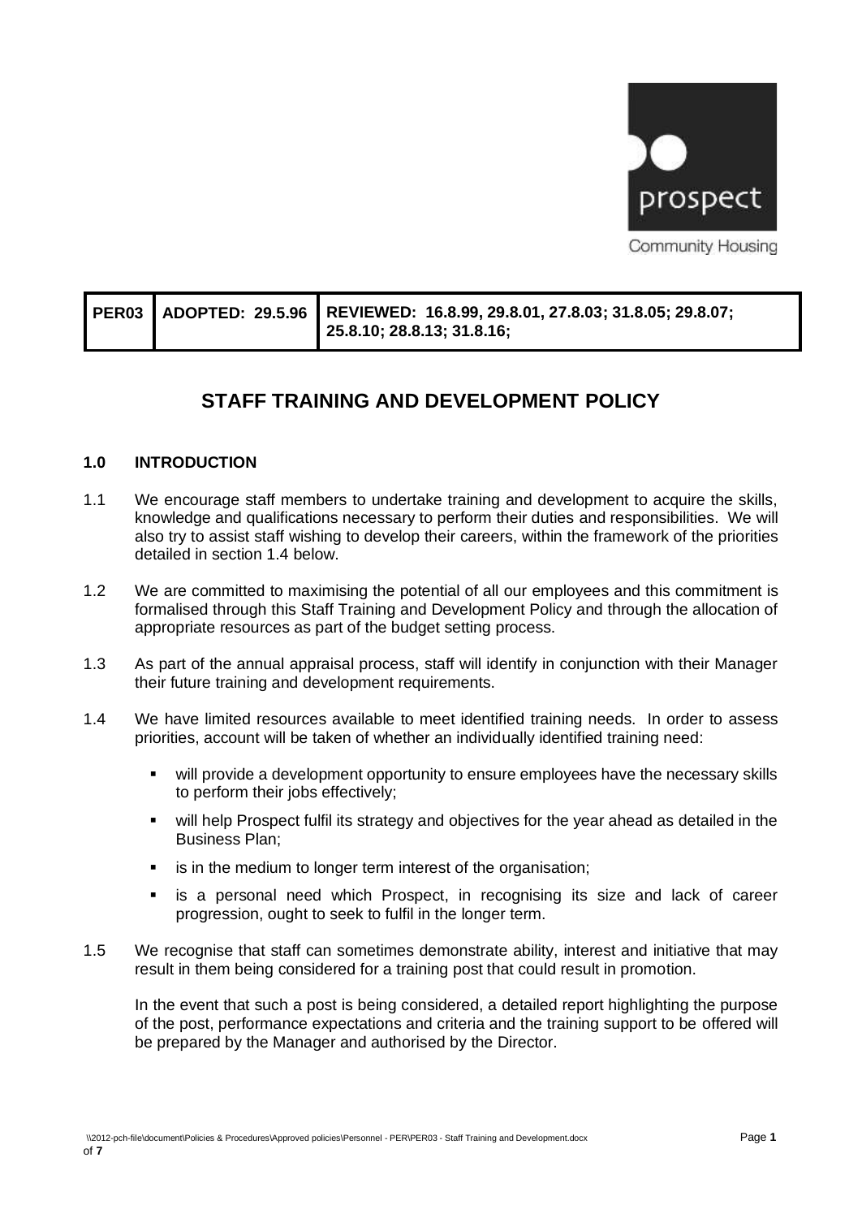prospect

Community Housing

| PER03 | ADOPTED: 29.5.96 | REVIEWED: 16.8.99, 29.8.01, 27.8.03; 31.8.05; 29.8.07; 25.8.10; 28.8.13; 31.8.16; |
|---|---|---|

# STAFF TRAINING AND DEVELOPMENT POLICY

## 1.0 INTRODUCTION

1.1 We encourage staff members to undertake training and development to acquire the skills, knowledge and qualifications necessary to perform their duties and responsibilities. We will also try to assist staff wishing to develop their careers, within the framework of the priorities detailed in section 1.4 below.

1.2 We are committed to maximising the potential of all our employees and this commitment is formalised through this Staff Training and Development Policy and through the allocation of appropriate resources as part of the budget setting process.

1.3 As part of the annual appraisal process, staff will identify in conjunction with their Manager their future training and development requirements.

1.4 We have limited resources available to meet identified training needs. In order to assess priorities, account will be taken of whether an individually identified training need:

- will provide a development opportunity to ensure employees have the necessary skills to perform their jobs effectively;
- will help Prospect fulfil its strategy and objectives for the year ahead as detailed in the Business Plan;
- is in the medium to longer term interest of the organisation;
- is a personal need which Prospect, in recognising its size and lack of career progression, ought to seek to fulfil in the longer term.

1.5 We recognise that staff can sometimes demonstrate ability, interest and initiative that may result in them being considered for a training post that could result in promotion.

In the event that such a post is being considered, a detailed report highlighting the purpose of the post, performance expectations and criteria and the training support to be offered will be prepared by the Manager and authorised by the Director.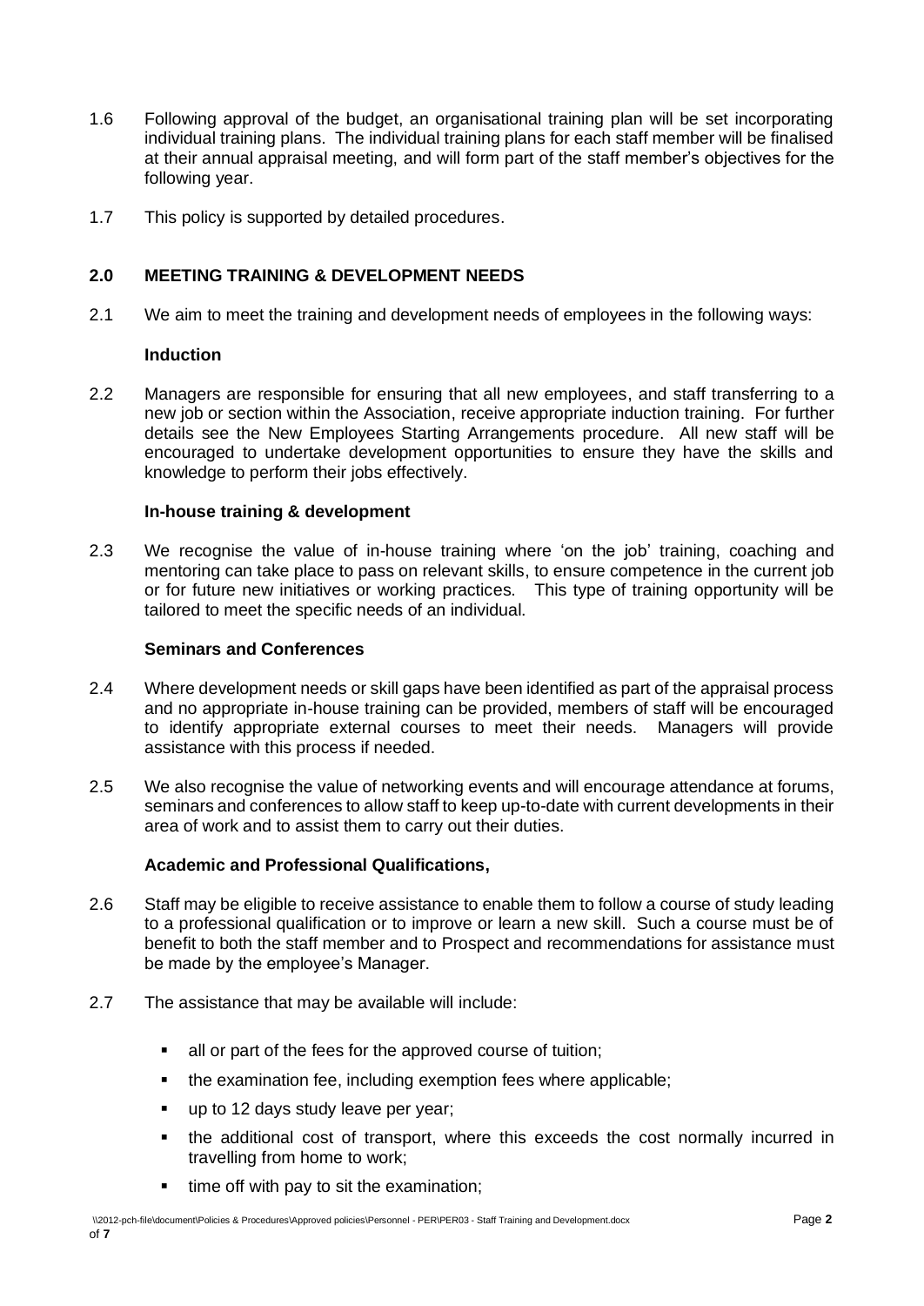1.6 Following approval of the budget, an organisational training plan will be set incorporating individual training plans. The individual training plans for each staff member will be finalised at their annual appraisal meeting, and will form part of the staff member's objectives for the following year.

1.7 This policy is supported by detailed procedures.

## 2.0 MEETING TRAINING & DEVELOPMENT NEEDS

2.1 We aim to meet the training and development needs of employees in the following ways:

### Induction

2.2 Managers are responsible for ensuring that all new employees, and staff transferring to a new job or section within the Association, receive appropriate induction training. For further details see the New Employees Starting Arrangements procedure. All new staff will be encouraged to undertake development opportunities to ensure they have the skills and knowledge to perform their jobs effectively.

### In-house training & development

2.3 We recognise the value of in-house training where 'on the job' training, coaching and mentoring can take place to pass on relevant skills, to ensure competence in the current job or for future new initiatives or working practices. This type of training opportunity will be tailored to meet the specific needs of an individual.

### Seminars and Conferences

2.4 Where development needs or skill gaps have been identified as part of the appraisal process and no appropriate in-house training can be provided, members of staff will be encouraged to identify appropriate external courses to meet their needs. Managers will provide assistance with this process if needed.

2.5 We also recognise the value of networking events and will encourage attendance at forums, seminars and conferences to allow staff to keep up-to-date with current developments in their area of work and to assist them to carry out their duties.

### Academic and Professional Qualifications,

2.6 Staff may be eligible to receive assistance to enable them to follow a course of study leading to a professional qualification or to improve or learn a new skill. Such a course must be of benefit to both the staff member and to Prospect and recommendations for assistance must be made by the employee's Manager.

2.7 The assistance that may be available will include:

- all or part of the fees for the approved course of tuition;
- the examination fee, including exemption fees where applicable;
- up to 12 days study leave per year;
- the additional cost of transport, where this exceeds the cost normally incurred in travelling from home to work;
- time off with pay to sit the examination;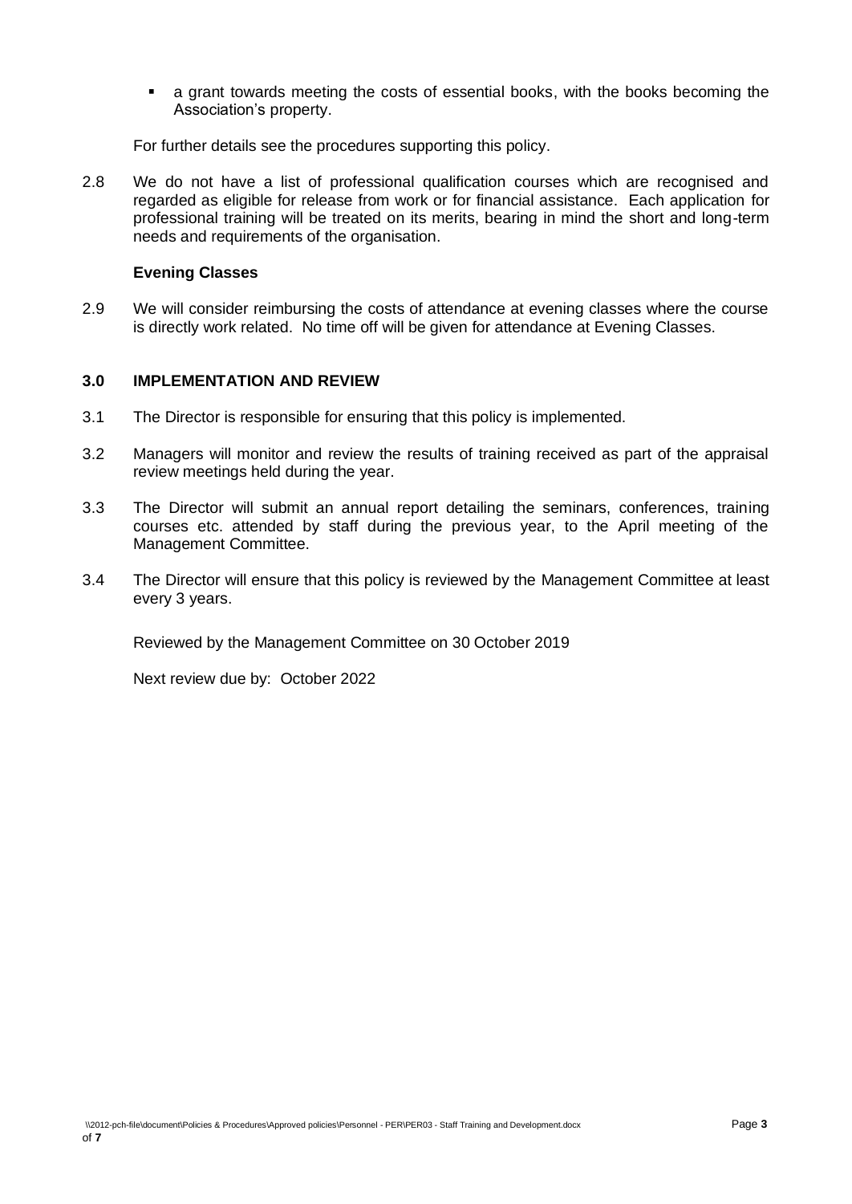- a grant towards meeting the costs of essential books, with the books becoming the Association's property.

For further details see the procedures supporting this policy.

2.8 We do not have a list of professional qualification courses which are recognised and regarded as eligible for release from work or for financial assistance. Each application for professional training will be treated on its merits, bearing in mind the short and long-term needs and requirements of the organisation.

**Evening Classes**

2.9 We will consider reimbursing the costs of attendance at evening classes where the course is directly work related. No time off will be given for attendance at Evening Classes.

## 3.0 IMPLEMENTATION AND REVIEW

3.1 The Director is responsible for ensuring that this policy is implemented.

3.2 Managers will monitor and review the results of training received as part of the appraisal review meetings held during the year.

3.3 The Director will submit an annual report detailing the seminars, conferences, training courses etc. attended by staff during the previous year, to the April meeting of the Management Committee.

3.4 The Director will ensure that this policy is reviewed by the Management Committee at least every 3 years.

Reviewed by the Management Committee on 30 October 2019

Next review due by: October 2022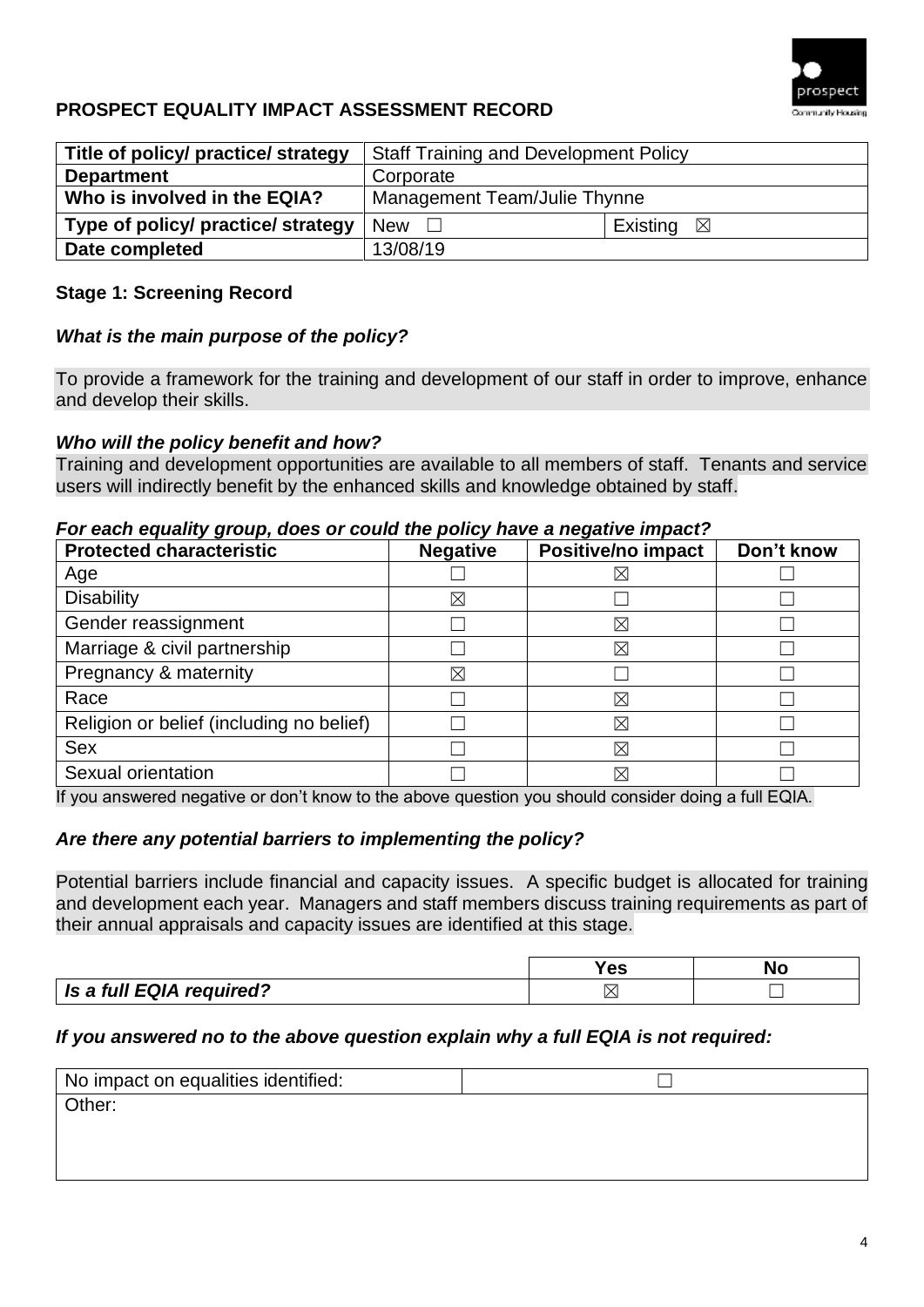## PROSPECT EQUALITY IMPACT ASSESSMENT RECORD

| Title of policy/ practice/ strategy | Staff Training and Development Policy | |
|---|---|---|
| Department | Corporate | |
| Who is involved in the EQIA? | Management Team/Julie Thynne | |
| Type of policy/ practice/ strategy | New ☐ | Existing ☒ |
| Date completed | 13/08/19 | |

### Stage 1: Screening Record

***What is the main purpose of the policy?***

To provide a framework for the training and development of our staff in order to improve, enhance and develop their skills.

***Who will the policy benefit and how?***

Training and development opportunities are available to all members of staff. Tenants and service users will indirectly benefit by the enhanced skills and knowledge obtained by staff.

***For each equality group, does or could the policy have a negative impact?***

| Protected characteristic | Negative | Positive/no impact | Don't know |
|---|---|---|---|
| Age | ☐ | ☒ | ☐ |
| Disability | ☒ | ☐ | ☐ |
| Gender reassignment | ☐ | ☒ | ☐ |
| Marriage & civil partnership | ☐ | ☒ | ☐ |
| Pregnancy & maternity | ☒ | ☐ | ☐ |
| Race | ☐ | ☒ | ☐ |
| Religion or belief (including no belief) | ☐ | ☒ | ☐ |
| Sex | ☐ | ☒ | ☐ |
| Sexual orientation | ☐ | ☒ | ☐ |

If you answered negative or don't know to the above question you should consider doing a full EQIA.

***Are there any potential barriers to implementing the policy?***

Potential barriers include financial and capacity issues. A specific budget is allocated for training and development each year. Managers and staff members discuss training requirements as part of their annual appraisals and capacity issues are identified at this stage.

| | Yes | No |
|---|---|---|
| ***Is a full EQIA required?*** | ☒ | ☐ |

***If you answered no to the above question explain why a full EQIA is not required:***

| No impact on equalities identified: | ☐ |
|---|---|
| Other: | |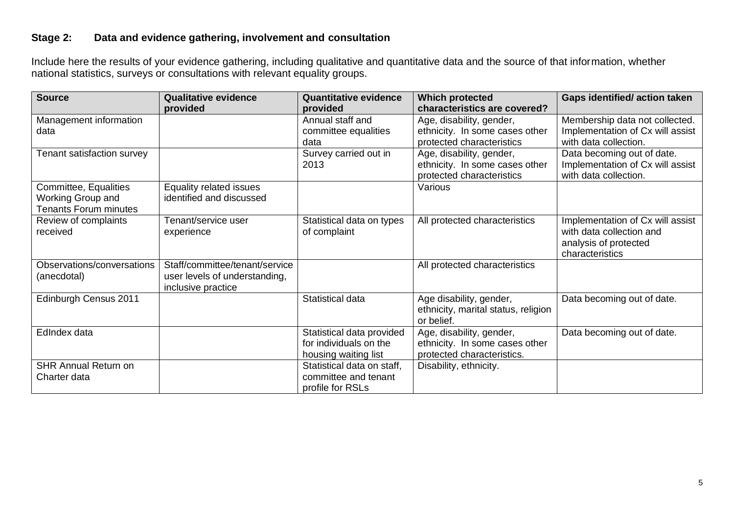**Stage 2: Data and evidence gathering, involvement and consultation**

Include here the results of your evidence gathering, including qualitative and quantitative data and the source of that information, whether national statistics, surveys or consultations with relevant equality groups.

| Source | Qualitative evidence provided | Quantitative evidence provided | Which protected characteristics are covered? | Gaps identified/ action taken |
|---|---|---|---|---|
| Management information data | | Annual staff and committee equalities data | Age, disability, gender, ethnicity. In some cases other protected characteristics | Membership data not collected. Implementation of Cx will assist with data collection. |
| Tenant satisfaction survey | | Survey carried out in 2013 | Age, disability, gender, ethnicity. In some cases other protected characteristics | Data becoming out of date. Implementation of Cx will assist with data collection. |
| Committee, Equalities Working Group and Tenants Forum minutes | Equality related issues identified and discussed | | Various | |
| Review of complaints received | Tenant/service user experience | Statistical data on types of complaint | All protected characteristics | Implementation of Cx will assist with data collection and analysis of protected characteristics |
| Observations/conversations (anecdotal) | Staff/committee/tenant/service user levels of understanding, inclusive practice | | All protected characteristics | |
| Edinburgh Census 2011 | | Statistical data | Age disability, gender, ethnicity, marital status, religion or belief. | Data becoming out of date. |
| EdIndex data | | Statistical data provided for individuals on the housing waiting list | Age, disability, gender, ethnicity. In some cases other protected characteristics. | Data becoming out of date. |
| SHR Annual Return on Charter data | | Statistical data on staff, committee and tenant profile for RSLs | Disability, ethnicity. | |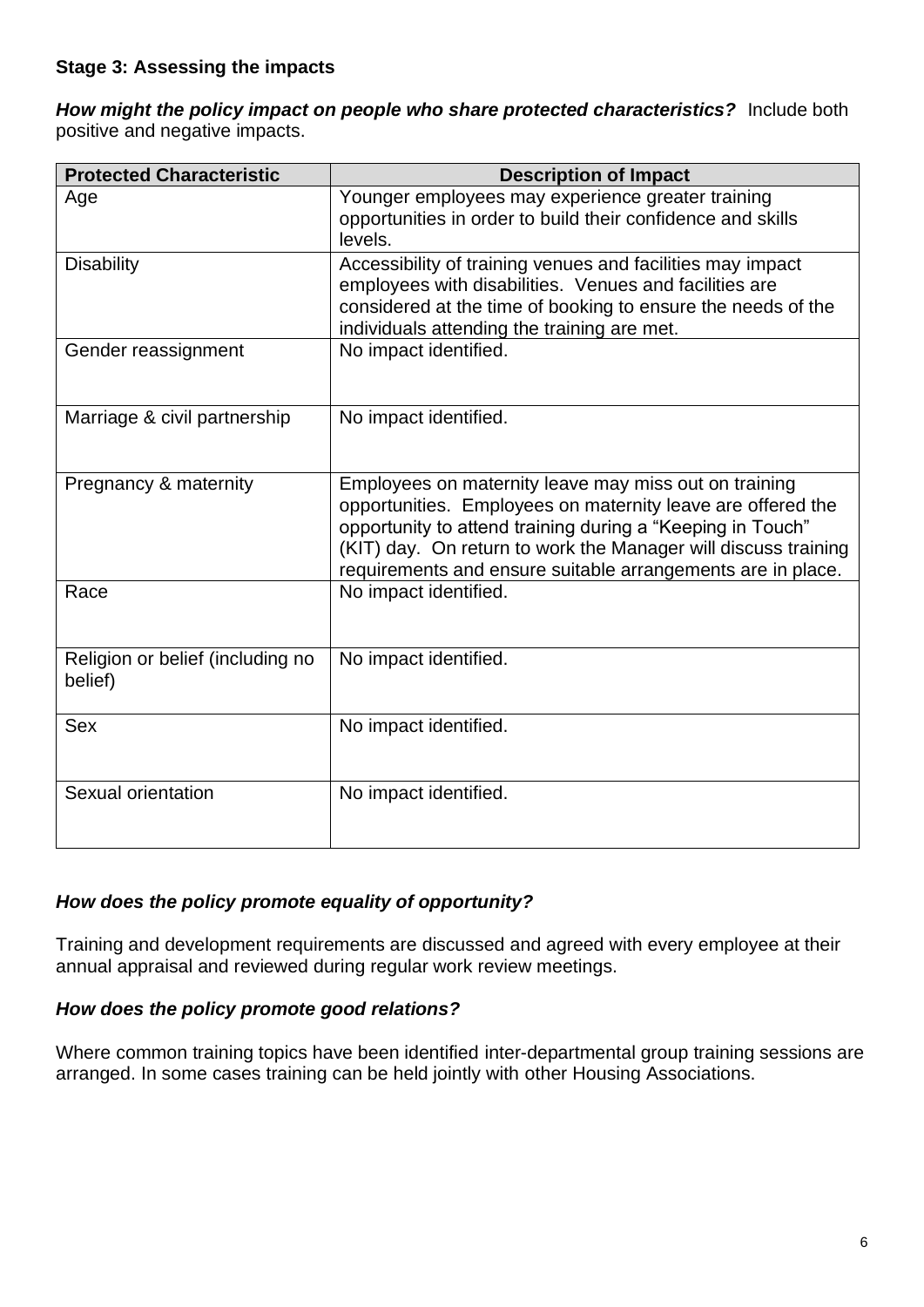**Stage 3: Assessing the impacts**

***How might the policy impact on people who share protected characteristics?*** Include both positive and negative impacts.

| Protected Characteristic | Description of Impact |
| --- | --- |
| Age | Younger employees may experience greater training opportunities in order to build their confidence and skills levels. |
| Disability | Accessibility of training venues and facilities may impact employees with disabilities. Venues and facilities are considered at the time of booking to ensure the needs of the individuals attending the training are met. |
| Gender reassignment | No impact identified. |
| Marriage & civil partnership | No impact identified. |
| Pregnancy & maternity | Employees on maternity leave may miss out on training opportunities. Employees on maternity leave are offered the opportunity to attend training during a "Keeping in Touch" (KIT) day. On return to work the Manager will discuss training requirements and ensure suitable arrangements are in place. |
| Race | No impact identified. |
| Religion or belief (including no belief) | No impact identified. |
| Sex | No impact identified. |
| Sexual orientation | No impact identified. |

***How does the policy promote equality of opportunity?***

Training and development requirements are discussed and agreed with every employee at their annual appraisal and reviewed during regular work review meetings.

***How does the policy promote good relations?***

Where common training topics have been identified inter-departmental group training sessions are arranged. In some cases training can be held jointly with other Housing Associations.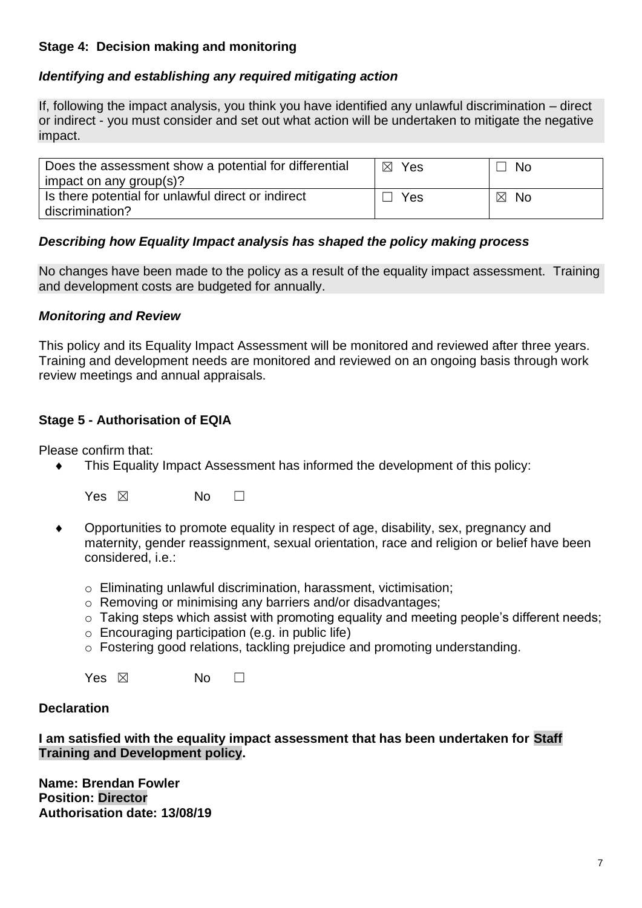**Stage 4: Decision making and monitoring**

***Identifying and establishing any required mitigating action***

If, following the impact analysis, you think you have identified any unlawful discrimination – direct or indirect - you must consider and set out what action will be undertaken to mitigate the negative impact.

| | | |
|---|---|---|
| Does the assessment show a potential for differential impact on any group(s)? | ☒ Yes | ☐ No |
| Is there potential for unlawful direct or indirect discrimination? | ☐ Yes | ☒ No |

***Describing how Equality Impact analysis has shaped the policy making process***

No changes have been made to the policy as a result of the equality impact assessment. Training and development costs are budgeted for annually.

***Monitoring and Review***

This policy and its Equality Impact Assessment will be monitored and reviewed after three years. Training and development needs are monitored and reviewed on an ongoing basis through work review meetings and annual appraisals.

**Stage 5 - Authorisation of EQIA**

Please confirm that:

- This Equality Impact Assessment has informed the development of this policy:

  Yes ☒ No ☐

- Opportunities to promote equality in respect of age, disability, sex, pregnancy and maternity, gender reassignment, sexual orientation, race and religion or belief have been considered, i.e.:

  - Eliminating unlawful discrimination, harassment, victimisation;
  - Removing or minimising any barriers and/or disadvantages;
  - Taking steps which assist with promoting equality and meeting people's different needs;
  - Encouraging participation (e.g. in public life)
  - Fostering good relations, tackling prejudice and promoting understanding.

  Yes ☒ No ☐

**Declaration**

**I am satisfied with the equality impact assessment that has been undertaken for Staff Training and Development policy.**

**Name: Brendan Fowler**
**Position: Director**
**Authorisation date: 13/08/19**